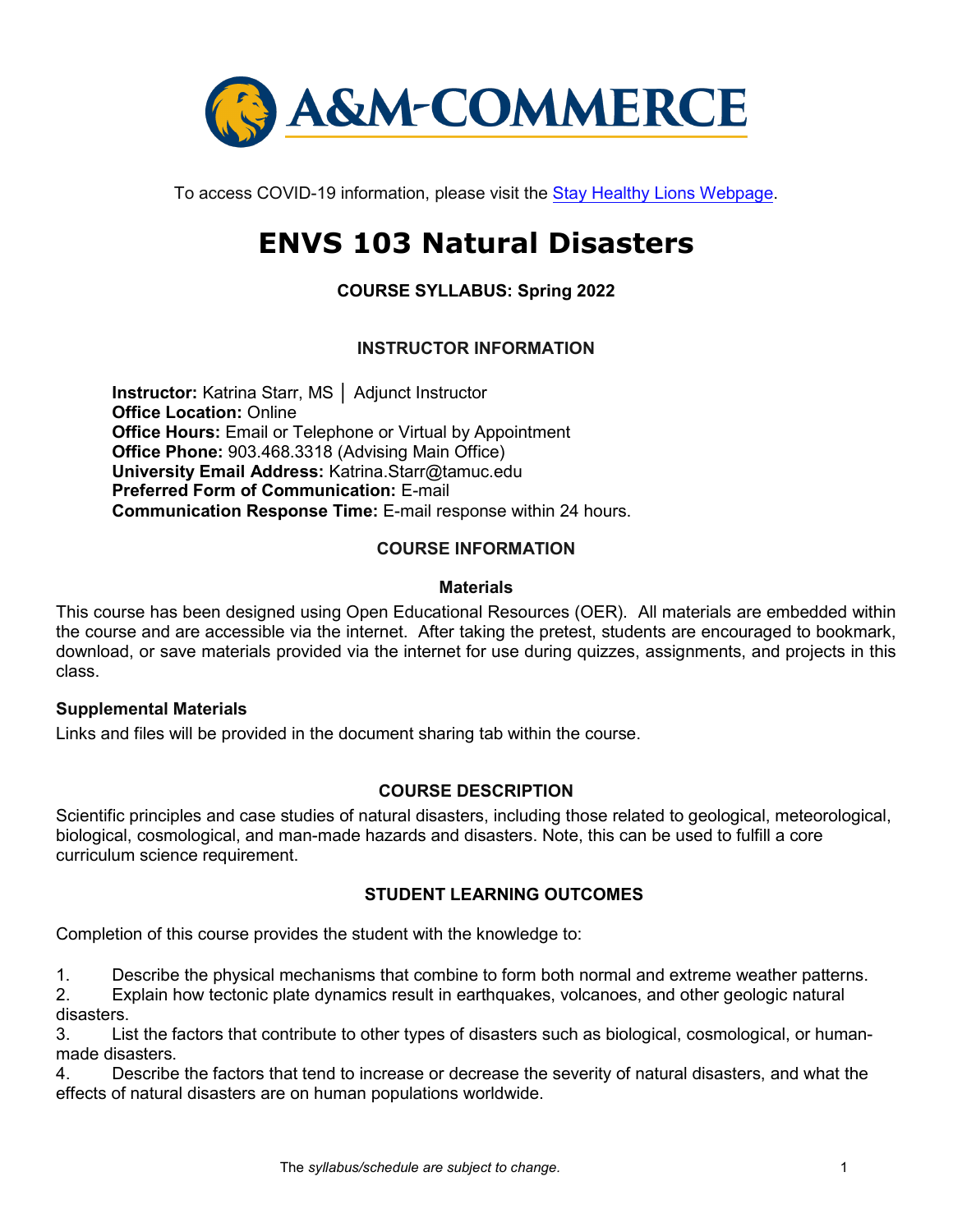To access COVID-19 information, please visit the Stay Healthy Lions Webpage.

# ENVS 103 Natural Disasters

**COURSE SYLLABUS: Spring 2022**

## INSTRUCTOR INFORMATION

**Instructor:** Katrina Starr, MS │ Adjunct Instructor
**Office Location:** Online
**Office Hours:** Email or Telephone or Virtual by Appointment
**Office Phone:** 903.468.3318 (Advising Main Office)
**University Email Address:** Katrina.Starr@tamuc.edu
**Preferred Form of Communication:** E-mail
**Communication Response Time:** E-mail response within 24 hours.

## COURSE INFORMATION

### Materials

This course has been designed using Open Educational Resources (OER). All materials are embedded within the course and are accessible via the internet. After taking the pretest, students are encouraged to bookmark, download, or save materials provided via the internet for use during quizzes, assignments, and projects in this class.

### Supplemental Materials

Links and files will be provided in the document sharing tab within the course.

## COURSE DESCRIPTION

Scientific principles and case studies of natural disasters, including those related to geological, meteorological, biological, cosmological, and man-made hazards and disasters. Note, this can be used to fulfill a core curriculum science requirement.

## STUDENT LEARNING OUTCOMES

Completion of this course provides the student with the knowledge to:

1. Describe the physical mechanisms that combine to form both normal and extreme weather patterns.
2. Explain how tectonic plate dynamics result in earthquakes, volcanoes, and other geologic natural disasters.
3. List the factors that contribute to other types of disasters such as biological, cosmological, or human-made disasters.
4. Describe the factors that tend to increase or decrease the severity of natural disasters, and what the effects of natural disasters are on human populations worldwide.

The *syllabus/schedule are subject to change.*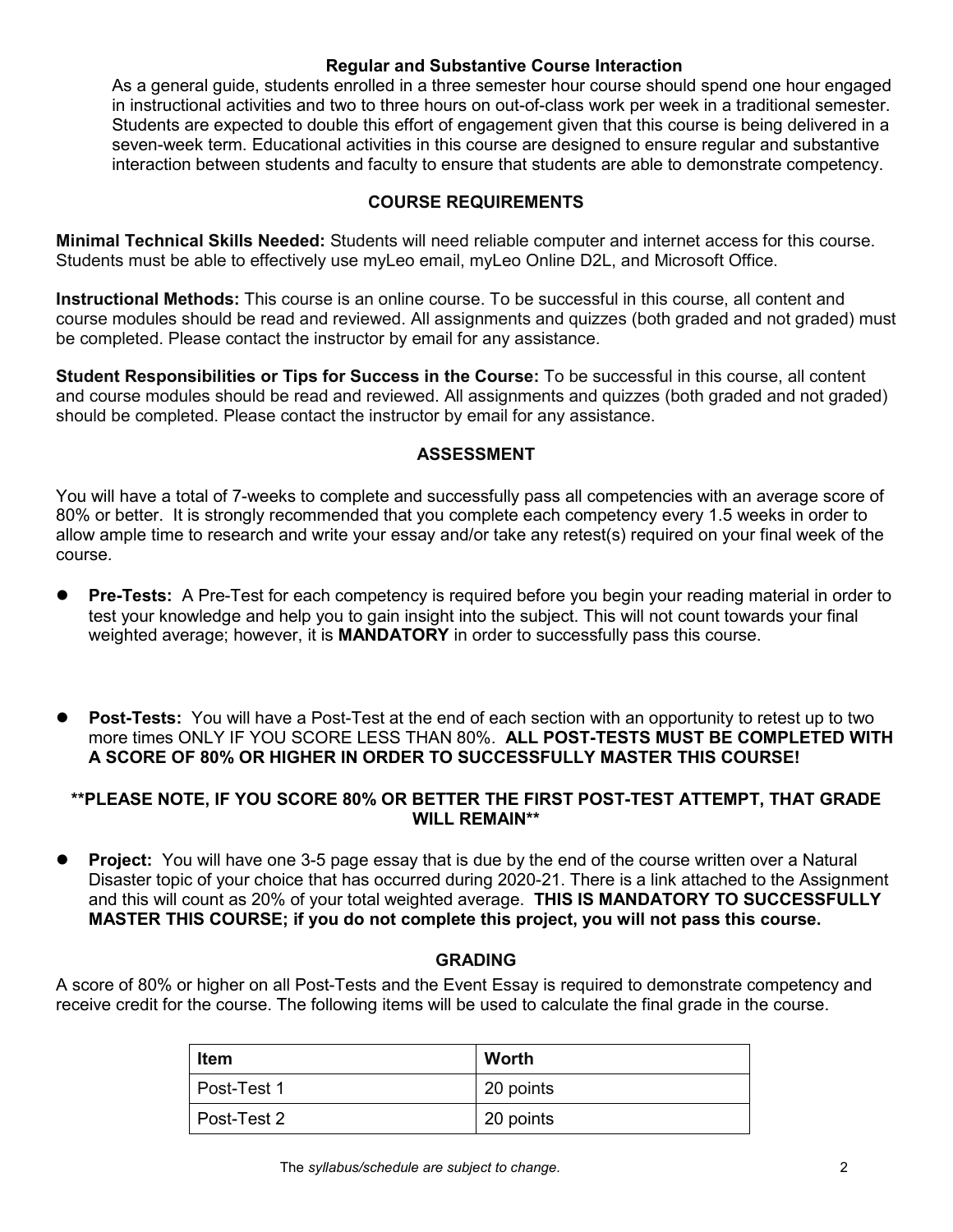### Regular and Substantive Course Interaction

As a general guide, students enrolled in a three semester hour course should spend one hour engaged in instructional activities and two to three hours on out-of-class work per week in a traditional semester. Students are expected to double this effort of engagement given that this course is being delivered in a seven-week term. Educational activities in this course are designed to ensure regular and substantive interaction between students and faculty to ensure that students are able to demonstrate competency.

## COURSE REQUIREMENTS

**Minimal Technical Skills Needed:** Students will need reliable computer and internet access for this course. Students must be able to effectively use myLeo email, myLeo Online D2L, and Microsoft Office.

**Instructional Methods:** This course is an online course. To be successful in this course, all content and course modules should be read and reviewed. All assignments and quizzes (both graded and not graded) must be completed. Please contact the instructor by email for any assistance.

**Student Responsibilities or Tips for Success in the Course:** To be successful in this course, all content and course modules should be read and reviewed. All assignments and quizzes (both graded and not graded) should be completed. Please contact the instructor by email for any assistance.

## ASSESSMENT

You will have a total of 7-weeks to complete and successfully pass all competencies with an average score of 80% or better. It is strongly recommended that you complete each competency every 1.5 weeks in order to allow ample time to research and write your essay and/or take any retest(s) required on your final week of the course.

- **Pre-Tests:** A Pre-Test for each competency is required before you begin your reading material in order to test your knowledge and help you to gain insight into the subject. This will not count towards your final weighted average; however, it is **MANDATORY** in order to successfully pass this course.

- **Post-Tests:** You will have a Post-Test at the end of each section with an opportunity to retest up to two more times ONLY IF YOU SCORE LESS THAN 80%. **ALL POST-TESTS MUST BE COMPLETED WITH A SCORE OF 80% OR HIGHER IN ORDER TO SUCCESSFULLY MASTER THIS COURSE!**

**PLEASE NOTE, IF YOU SCORE 80% OR BETTER THE FIRST POST-TEST ATTEMPT, THAT GRADE WILL REMAIN**

- **Project:** You will have one 3-5 page essay that is due by the end of the course written over a Natural Disaster topic of your choice that has occurred during 2020-21. There is a link attached to the Assignment and this will count as 20% of your total weighted average. **THIS IS MANDATORY TO SUCCESSFULLY MASTER THIS COURSE; if you do not complete this project, you will not pass this course.**

## GRADING

A score of 80% or higher on all Post-Tests and the Event Essay is required to demonstrate competency and receive credit for the course. The following items will be used to calculate the final grade in the course.

| Item | Worth |
|---|---|
| Post-Test 1 | 20 points |
| Post-Test 2 | 20 points |

The *syllabus/schedule are subject to change.*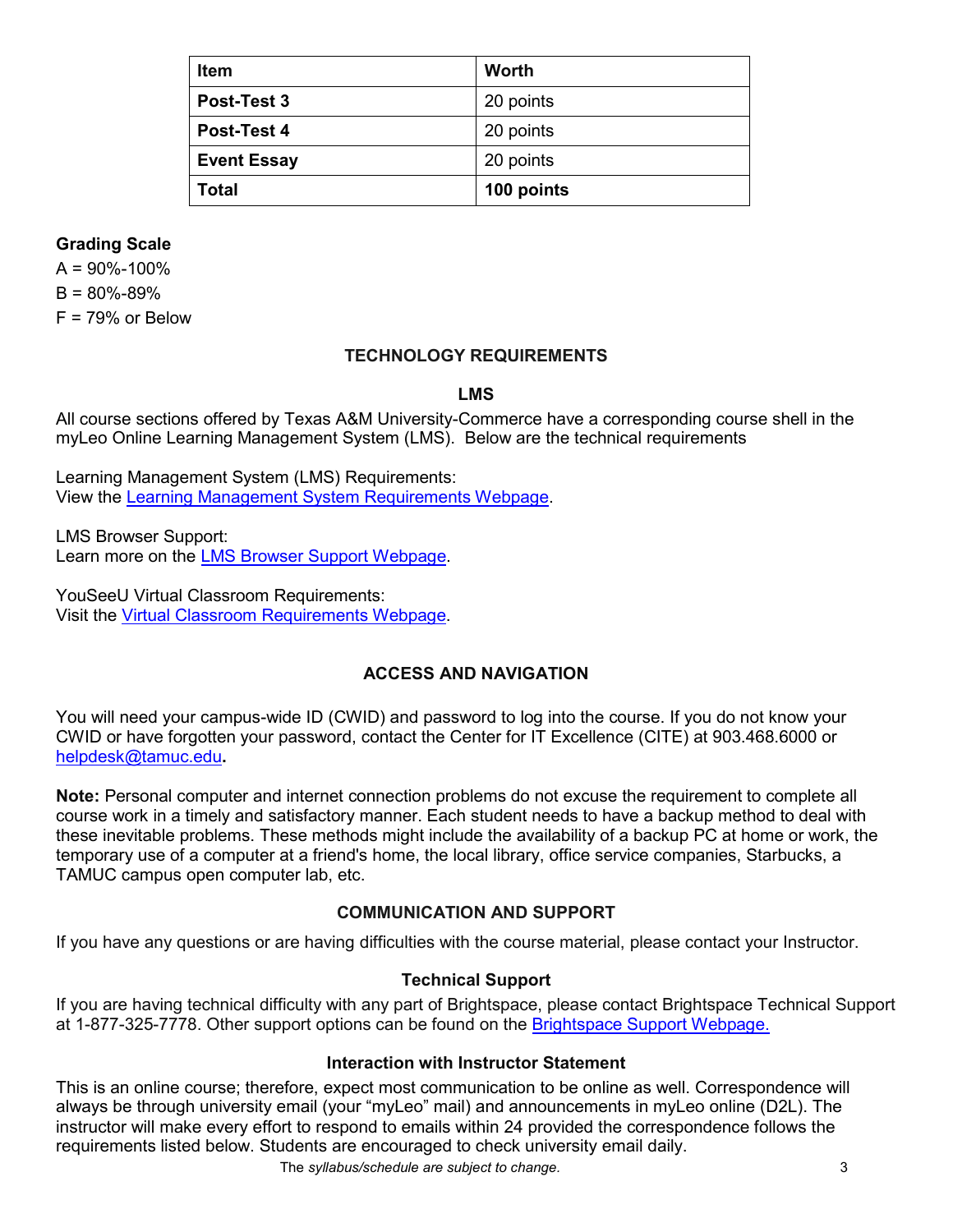| Item | Worth |
| --- | --- |
| **Post-Test 3** | 20 points |
| **Post-Test 4** | 20 points |
| **Event Essay** | 20 points |
| **Total** | **100 points** |

**Grading Scale**

A = 90%-100%

B = 80%-89%

F = 79% or Below

## TECHNOLOGY REQUIREMENTS

### LMS

All course sections offered by Texas A&M University-Commerce have a corresponding course shell in the myLeo Online Learning Management System (LMS). Below are the technical requirements

Learning Management System (LMS) Requirements:
View the Learning Management System Requirements Webpage.

LMS Browser Support:
Learn more on the LMS Browser Support Webpage.

YouSeeU Virtual Classroom Requirements:
Visit the Virtual Classroom Requirements Webpage.

## ACCESS AND NAVIGATION

You will need your campus-wide ID (CWID) and password to log into the course. If you do not know your CWID or have forgotten your password, contact the Center for IT Excellence (CITE) at 903.468.6000 or helpdesk@tamuc.edu**.**

**Note:** Personal computer and internet connection problems do not excuse the requirement to complete all course work in a timely and satisfactory manner. Each student needs to have a backup method to deal with these inevitable problems. These methods might include the availability of a backup PC at home or work, the temporary use of a computer at a friend's home, the local library, office service companies, Starbucks, a TAMUC campus open computer lab, etc.

## COMMUNICATION AND SUPPORT

If you have any questions or are having difficulties with the course material, please contact your Instructor.

### Technical Support

If you are having technical difficulty with any part of Brightspace, please contact Brightspace Technical Support at 1-877-325-7778. Other support options can be found on the Brightspace Support Webpage.

### Interaction with Instructor Statement

This is an online course; therefore, expect most communication to be online as well. Correspondence will always be through university email (your "myLeo" mail) and announcements in myLeo online (D2L). The instructor will make every effort to respond to emails within 24 provided the correspondence follows the requirements listed below. Students are encouraged to check university email daily.

The *syllabus/schedule are subject to change.*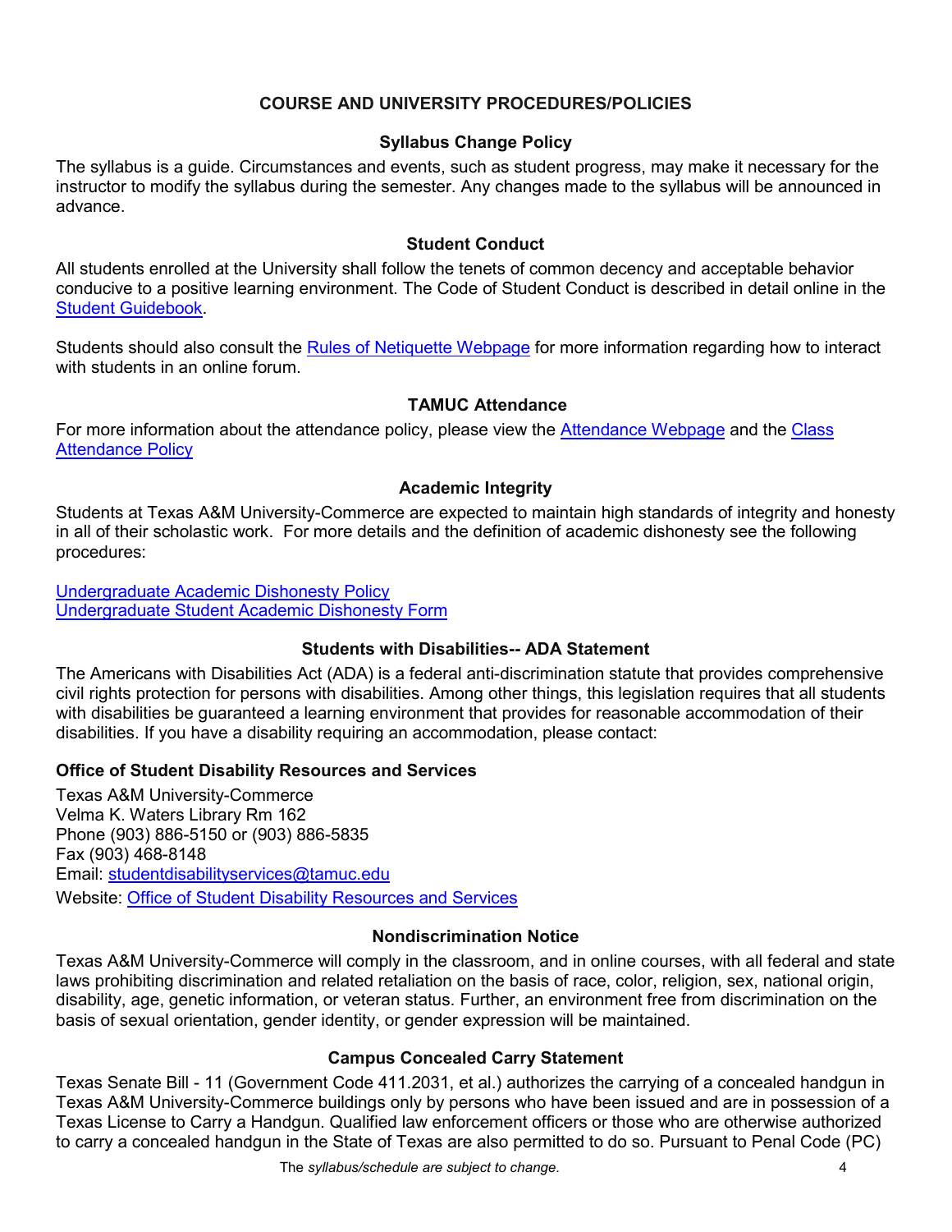## COURSE AND UNIVERSITY PROCEDURES/POLICIES

### Syllabus Change Policy

The syllabus is a guide. Circumstances and events, such as student progress, may make it necessary for the instructor to modify the syllabus during the semester. Any changes made to the syllabus will be announced in advance.

### Student Conduct

All students enrolled at the University shall follow the tenets of common decency and acceptable behavior conducive to a positive learning environment. The Code of Student Conduct is described in detail online in the Student Guidebook.

Students should also consult the Rules of Netiquette Webpage for more information regarding how to interact with students in an online forum.

### TAMUC Attendance

For more information about the attendance policy, please view the Attendance Webpage and the Class Attendance Policy

### Academic Integrity

Students at Texas A&M University-Commerce are expected to maintain high standards of integrity and honesty in all of their scholastic work. For more details and the definition of academic dishonesty see the following procedures:

Undergraduate Academic Dishonesty Policy
Undergraduate Student Academic Dishonesty Form

### Students with Disabilities-- ADA Statement

The Americans with Disabilities Act (ADA) is a federal anti-discrimination statute that provides comprehensive civil rights protection for persons with disabilities. Among other things, this legislation requires that all students with disabilities be guaranteed a learning environment that provides for reasonable accommodation of their disabilities. If you have a disability requiring an accommodation, please contact:

**Office of Student Disability Resources and Services**

Texas A&M University-Commerce
Velma K. Waters Library Rm 162
Phone (903) 886-5150 or (903) 886-5835
Fax (903) 468-8148
Email: studentdisabilityservices@tamuc.edu
Website: Office of Student Disability Resources and Services

### Nondiscrimination Notice

Texas A&M University-Commerce will comply in the classroom, and in online courses, with all federal and state laws prohibiting discrimination and related retaliation on the basis of race, color, religion, sex, national origin, disability, age, genetic information, or veteran status. Further, an environment free from discrimination on the basis of sexual orientation, gender identity, or gender expression will be maintained.

### Campus Concealed Carry Statement

Texas Senate Bill - 11 (Government Code 411.2031, et al.) authorizes the carrying of a concealed handgun in Texas A&M University-Commerce buildings only by persons who have been issued and are in possession of a Texas License to Carry a Handgun. Qualified law enforcement officers or those who are otherwise authorized to carry a concealed handgun in the State of Texas are also permitted to do so. Pursuant to Penal Code (PC)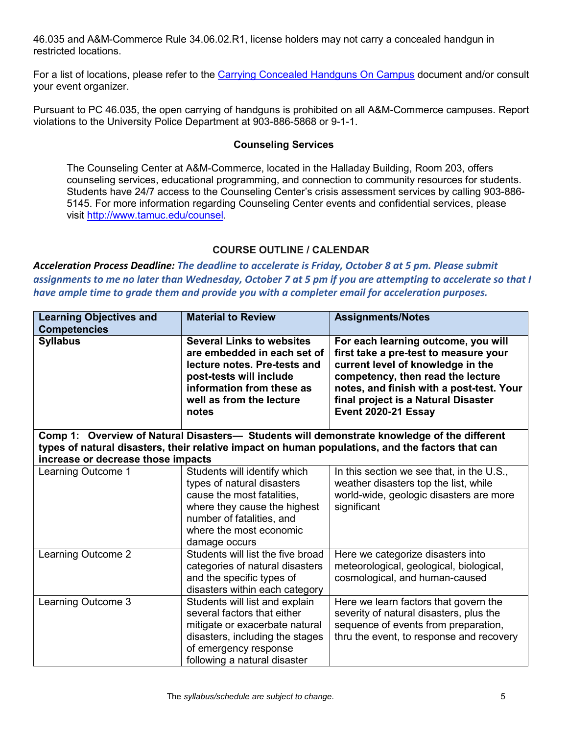46.035 and A&M-Commerce Rule 34.06.02.R1, license holders may not carry a concealed handgun in restricted locations.

For a list of locations, please refer to the Carrying Concealed Handguns On Campus document and/or consult your event organizer.

Pursuant to PC 46.035, the open carrying of handguns is prohibited on all A&M-Commerce campuses. Report violations to the University Police Department at 903-886-5868 or 9-1-1.

### Counseling Services

The Counseling Center at A&M-Commerce, located in the Halladay Building, Room 203, offers counseling services, educational programming, and connection to community resources for students. Students have 24/7 access to the Counseling Center's crisis assessment services by calling 903-886-5145. For more information regarding Counseling Center events and confidential services, please visit http://www.tamuc.edu/counsel.

## COURSE OUTLINE / CALENDAR

***Acceleration Process Deadline:*** ***The deadline to accelerate is Friday, October 8 at 5 pm. Please submit assignments to me no later than Wednesday, October 7 at 5 pm if you are attempting to accelerate so that I have ample time to grade them and provide you with a completer email for acceleration purposes.***

| Learning Objectives and Competencies | Material to Review | Assignments/Notes |
|---|---|---|
| **Syllabus** | **Several Links to websites are embedded in each set of lecture notes. Pre-tests and post-tests will include information from these as well as from the lecture notes** | **For each learning outcome, you will first take a pre-test to measure your current level of knowledge in the competency, then read the lecture notes, and finish with a post-test. Your final project is a Natural Disaster Event 2020-21 Essay** |
| **Comp 1: Overview of Natural Disasters— Students will demonstrate knowledge of the different types of natural disasters, their relative impact on human populations, and the factors that can increase or decrease those impacts** | | |
| Learning Outcome 1 | Students will identify which types of natural disasters cause the most fatalities, where they cause the highest number of fatalities, and where the most economic damage occurs | In this section we see that, in the U.S., weather disasters top the list, while world-wide, geologic disasters are more significant |
| Learning Outcome 2 | Students will list the five broad categories of natural disasters and the specific types of disasters within each category | Here we categorize disasters into meteorological, geological, biological, cosmological, and human-caused |
| Learning Outcome 3 | Students will list and explain several factors that either mitigate or exacerbate natural disasters, including the stages of emergency response following a natural disaster | Here we learn factors that govern the severity of natural disasters, plus the sequence of events from preparation, thru the event, to response and recovery |

The *syllabus/schedule are subject to change.*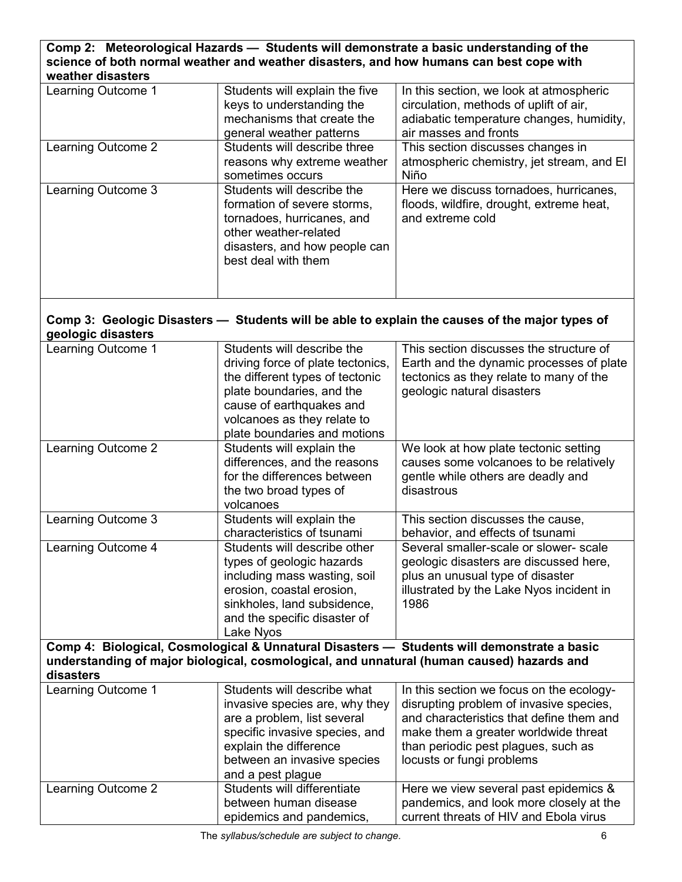| Comp 2: Meteorological Hazards — Students will demonstrate a basic understanding of the science of both normal weather and weather disasters, and how humans can best cope with weather disasters | | |
|---|---|---|
| Learning Outcome 1 | Students will explain the five keys to understanding the mechanisms that create the general weather patterns | In this section, we look at atmospheric circulation, methods of uplift of air, adiabatic temperature changes, humidity, air masses and fronts |
| Learning Outcome 2 | Students will describe three reasons why extreme weather sometimes occurs | This section discusses changes in atmospheric chemistry, jet stream, and El Niño |
| Learning Outcome 3 | Students will describe the formation of severe storms, tornadoes, hurricanes, and other weather-related disasters, and how people can best deal with them | Here we discuss tornadoes, hurricanes, floods, wildfire, drought, extreme heat, and extreme cold |

| Comp 3: Geologic Disasters — Students will be able to explain the causes of the major types of geologic disasters | | |
|---|---|---|
| Learning Outcome 1 | Students will describe the driving force of plate tectonics, the different types of tectonic plate boundaries, and the cause of earthquakes and volcanoes as they relate to plate boundaries and motions | This section discusses the structure of Earth and the dynamic processes of plate tectonics as they relate to many of the geologic natural disasters |
| Learning Outcome 2 | Students will explain the differences, and the reasons for the differences between the two broad types of volcanoes | We look at how plate tectonic setting causes some volcanoes to be relatively gentle while others are deadly and disastrous |
| Learning Outcome 3 | Students will explain the characteristics of tsunami | This section discusses the cause, behavior, and effects of tsunami |
| Learning Outcome 4 | Students will describe other types of geologic hazards including mass wasting, soil erosion, coastal erosion, sinkholes, land subsidence, and the specific disaster of Lake Nyos | Several smaller-scale or slower- scale geologic disasters are discussed here, plus an unusual type of disaster illustrated by the Lake Nyos incident in 1986 |

| Comp 4: Biological, Cosmological & Unnatural Disasters — Students will demonstrate a basic understanding of major biological, cosmological, and unnatural (human caused) hazards and disasters | | |
|---|---|---|
| Learning Outcome 1 | Students will describe what invasive species are, why they are a problem, list several specific invasive species, and explain the difference between an invasive species and a pest plague | In this section we focus on the ecology-disrupting problem of invasive species, and characteristics that define them and make them a greater worldwide threat than periodic pest plagues, such as locusts or fungi problems |
| Learning Outcome 2 | Students will differentiate between human disease epidemics and pandemics, | Here we view several past epidemics & pandemics, and look more closely at the current threats of HIV and Ebola virus |

The *syllabus/schedule are subject to change.*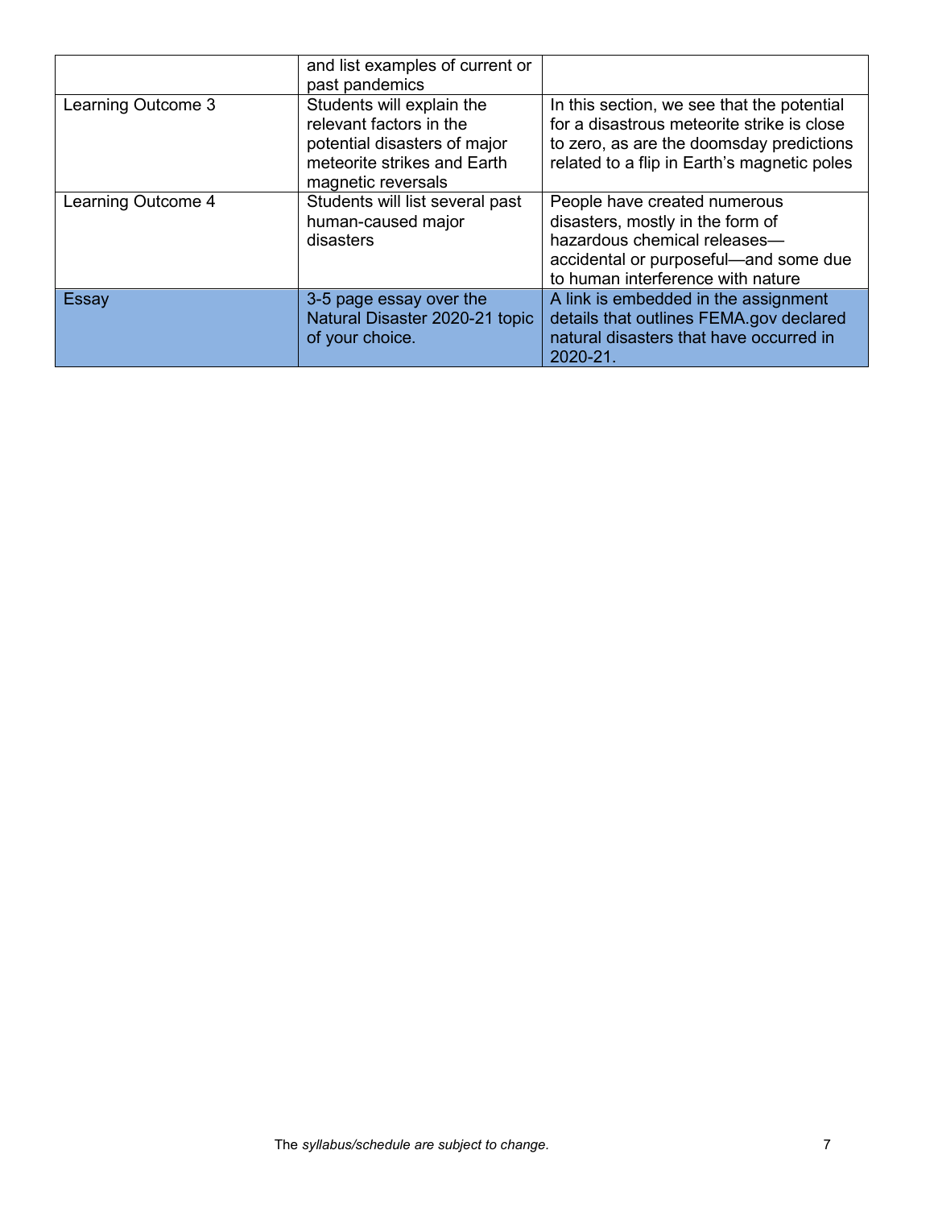| | | |
|---|---|---|
| | and list examples of current or past pandemics | |
| Learning Outcome 3 | Students will explain the relevant factors in the potential disasters of major meteorite strikes and Earth magnetic reversals | In this section, we see that the potential for a disastrous meteorite strike is close to zero, as are the doomsday predictions related to a flip in Earth's magnetic poles |
| Learning Outcome 4 | Students will list several past human-caused major disasters | People have created numerous disasters, mostly in the form of hazardous chemical releases—accidental or purposeful—and some due to human interference with nature |
| Essay | 3-5 page essay over the Natural Disaster 2020-21 topic of your choice. | A link is embedded in the assignment details that outlines FEMA.gov declared natural disasters that have occurred in 2020-21. |

The *syllabus/schedule are subject to change.*